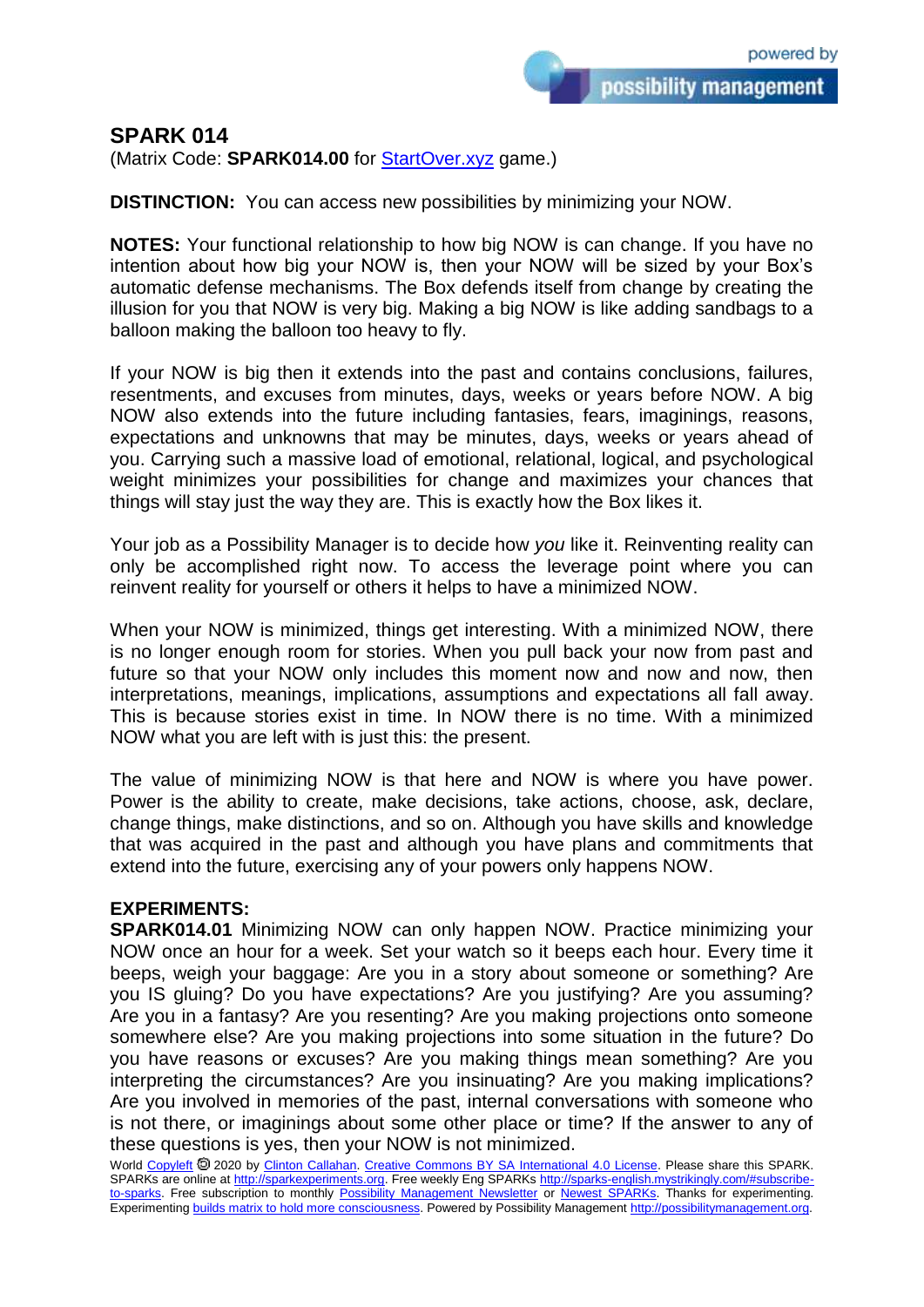## SPARK 014

(Matrix Code: **SPARK014.00** for [StartOver.xyz](StartOver.xyz) game.)

**DISTINCTION:** You can access new possibilities by minimizing your NOW.

**NOTES:** Your functional relationship to how big NOW is can change. If you have no intention about how big your NOW is, then your NOW will be sized by your Box's automatic defense mechanisms. The Box defends itself from change by creating the illusion for you that NOW is very big. Making a big NOW is like adding sandbags to a balloon making the balloon too heavy to fly.

If your NOW is big then it extends into the past and contains conclusions, failures, resentments, and excuses from minutes, days, weeks or years before NOW. A big NOW also extends into the future including fantasies, fears, imaginings, reasons, expectations and unknowns that may be minutes, days, weeks or years ahead of you. Carrying such a massive load of emotional, relational, logical, and psychological weight minimizes your possibilities for change and maximizes your chances that things will stay just the way they are. This is exactly how the Box likes it.

Your job as a Possibility Manager is to decide how *you* like it. Reinventing reality can only be accomplished right now. To access the leverage point where you can reinvent reality for yourself or others it helps to have a minimized NOW.

When your NOW is minimized, things get interesting. With a minimized NOW, there is no longer enough room for stories. When you pull back your now from past and future so that your NOW only includes this moment now and now and now, then interpretations, meanings, implications, assumptions and expectations all fall away. This is because stories exist in time. In NOW there is no time. With a minimized NOW what you are left with is just this: the present.

The value of minimizing NOW is that here and NOW is where you have power. Power is the ability to create, make decisions, take actions, choose, ask, declare, change things, make distinctions, and so on. Although you have skills and knowledge that was acquired in the past and although you have plans and commitments that extend into the future, exercising any of your powers only happens NOW.

**EXPERIMENTS:**

**SPARK014.01** Minimizing NOW can only happen NOW. Practice minimizing your NOW once an hour for a week. Set your watch so it beeps each hour. Every time it beeps, weigh your baggage: Are you in a story about someone or something? Are you IS gluing? Do you have expectations? Are you justifying? Are you assuming? Are you in a fantasy? Are you resenting? Are you making projections onto someone somewhere else? Are you making projections into some situation in the future? Do you have reasons or excuses? Are you making things mean something? Are you interpreting the circumstances? Are you insinuating? Are you making implications? Are you involved in memories of the past, internal conversations with someone who is not there, or imaginings about some other place or time? If the answer to any of these questions is yes, then your NOW is not minimized.

World Copyleft 🄯 2020 by Clinton Callahan. Creative Commons BY SA International 4.0 License. Please share this SPARK. SPARKs are online at http://sparkexperiments.org. Free weekly Eng SPARKs http://sparks-english.mystrikingly.com/#subscribe-to-sparks. Free subscription to monthly Possibility Management Newsletter or Newest SPARKs. Thanks for experimenting. Experimenting builds matrix to hold more consciousness. Powered by Possibility Management http://possibilitymanagement.org.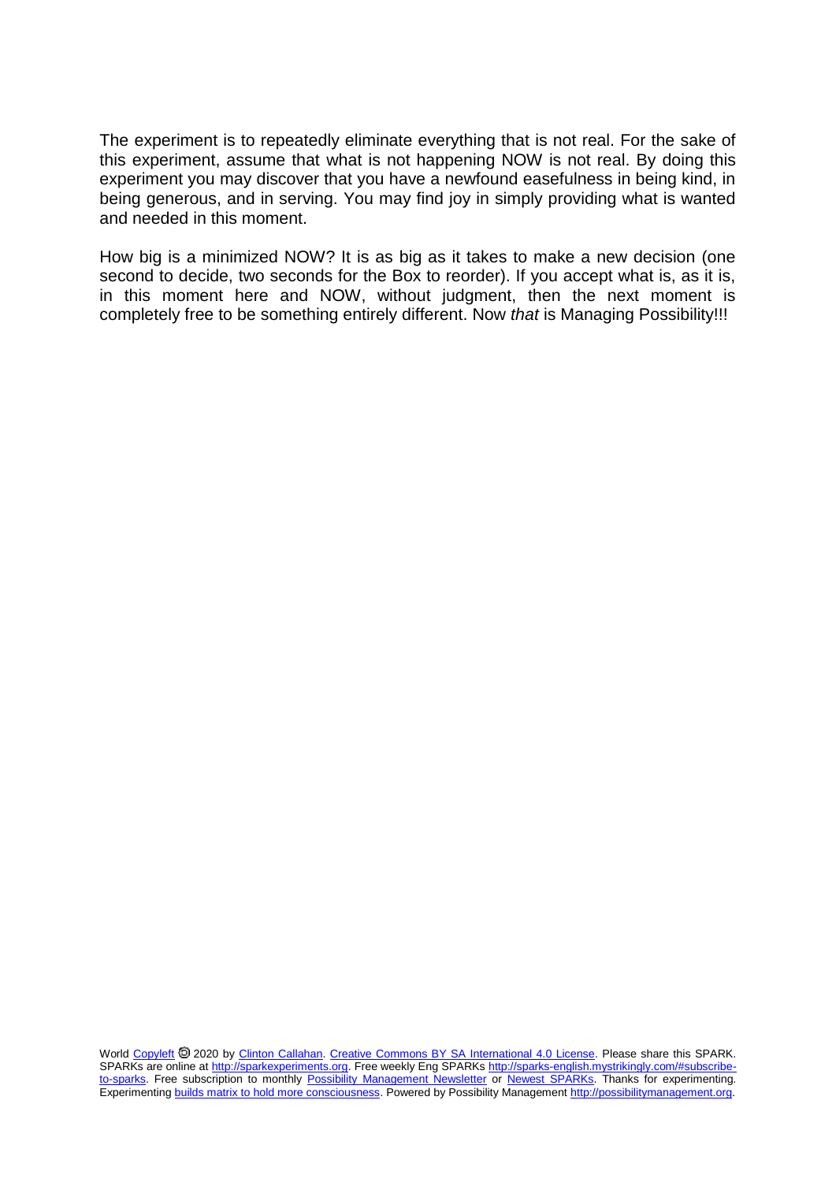The experiment is to repeatedly eliminate everything that is not real. For the sake of this experiment, assume that what is not happening NOW is not real. By doing this experiment you may discover that you have a newfound easefulness in being kind, in being generous, and in serving. You may find joy in simply providing what is wanted and needed in this moment.

How big is a minimized NOW? It is as big as it takes to make a new decision (one second to decide, two seconds for the Box to reorder). If you accept what is, as it is, in this moment here and NOW, without judgment, then the next moment is completely free to be something entirely different. Now *that* is Managing Possibility!!!

World Copyleft 🄯 2020 by Clinton Callahan. Creative Commons BY SA International 4.0 License. Please share this SPARK. SPARKs are online at http://sparkexperiments.org. Free weekly Eng SPARKs http://sparks-english.mystrikingly.com/#subscribe-to-sparks. Free subscription to monthly Possibility Management Newsletter or Newest SPARKs. Thanks for experimenting. Experimenting builds matrix to hold more consciousness. Powered by Possibility Management http://possibilitymanagement.org.